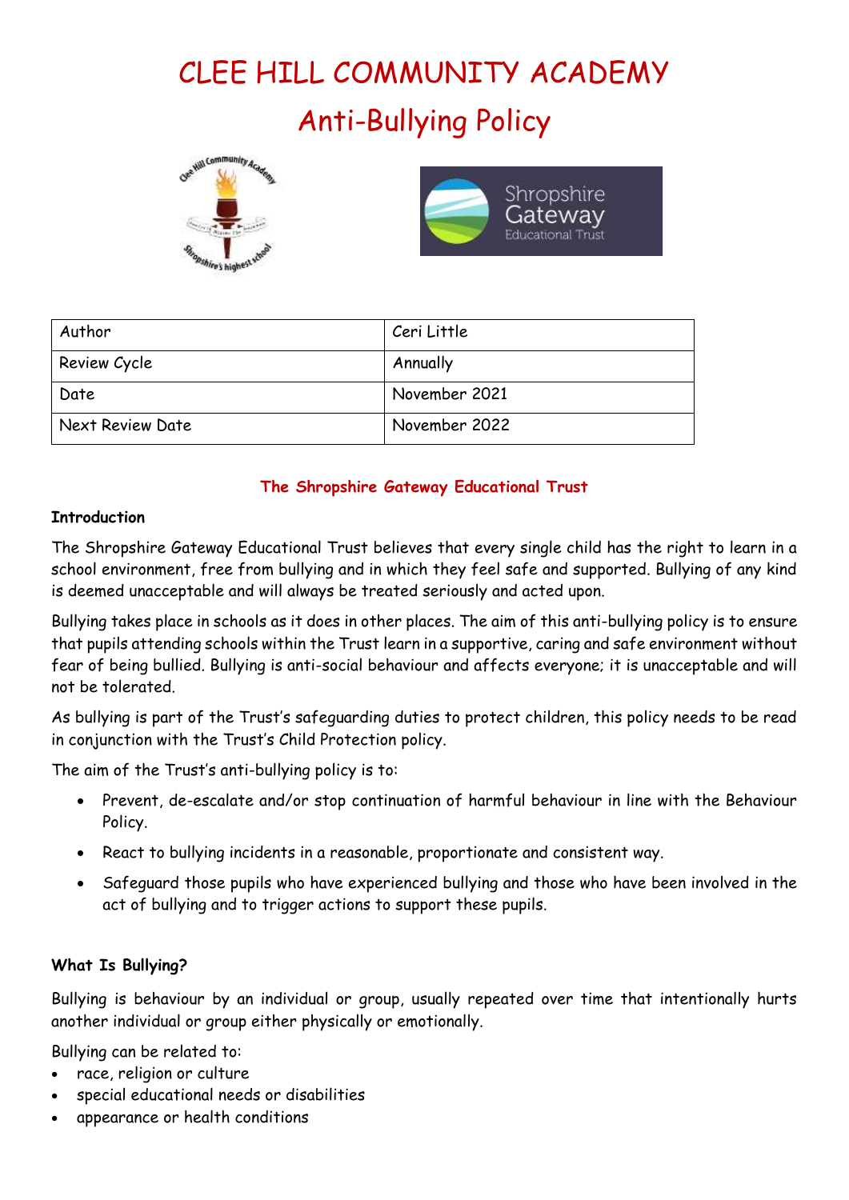# CLEE HILL COMMUNITY ACADEMY

# Anti-Bullying Policy

| Author | Ceri Little |
|---|---|
| Review Cycle | Annually |
| Date | November 2021 |
| Next Review Date | November 2022 |

**The Shropshire Gateway Educational Trust**

**Introduction**

The Shropshire Gateway Educational Trust believes that every single child has the right to learn in a school environment, free from bullying and in which they feel safe and supported. Bullying of any kind is deemed unacceptable and will always be treated seriously and acted upon.

Bullying takes place in schools as it does in other places. The aim of this anti-bullying policy is to ensure that pupils attending schools within the Trust learn in a supportive, caring and safe environment without fear of being bullied. Bullying is anti-social behaviour and affects everyone; it is unacceptable and will not be tolerated.

As bullying is part of the Trust's safeguarding duties to protect children, this policy needs to be read in conjunction with the Trust's Child Protection policy.

The aim of the Trust's anti-bullying policy is to:

- Prevent, de-escalate and/or stop continuation of harmful behaviour in line with the Behaviour Policy.
- React to bullying incidents in a reasonable, proportionate and consistent way.
- Safeguard those pupils who have experienced bullying and those who have been involved in the act of bullying and to trigger actions to support these pupils.

**What Is Bullying?**

Bullying is behaviour by an individual or group, usually repeated over time that intentionally hurts another individual or group either physically or emotionally.

Bullying can be related to:

- race, religion or culture
- special educational needs or disabilities
- appearance or health conditions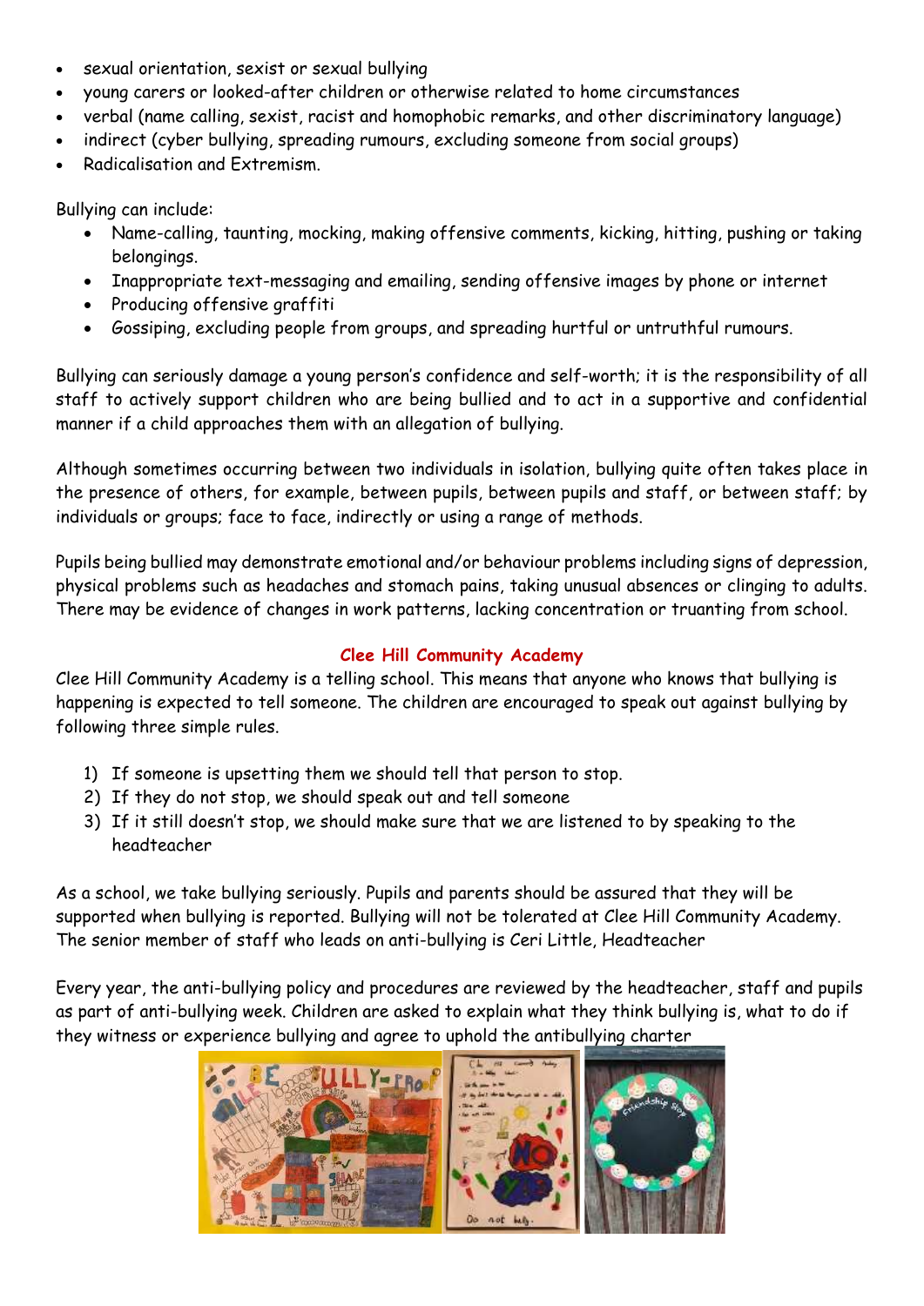- sexual orientation, sexist or sexual bullying
- young carers or looked-after children or otherwise related to home circumstances
- verbal (name calling, sexist, racist and homophobic remarks, and other discriminatory language)
- indirect (cyber bullying, spreading rumours, excluding someone from social groups)
- Radicalisation and Extremism.

Bullying can include:

- Name-calling, taunting, mocking, making offensive comments, kicking, hitting, pushing or taking belongings.
- Inappropriate text-messaging and emailing, sending offensive images by phone or internet
- Producing offensive graffiti
- Gossiping, excluding people from groups, and spreading hurtful or untruthful rumours.

Bullying can seriously damage a young person's confidence and self-worth; it is the responsibility of all staff to actively support children who are being bullied and to act in a supportive and confidential manner if a child approaches them with an allegation of bullying.

Although sometimes occurring between two individuals in isolation, bullying quite often takes place in the presence of others, for example, between pupils, between pupils and staff, or between staff; by individuals or groups; face to face, indirectly or using a range of methods.

Pupils being bullied may demonstrate emotional and/or behaviour problems including signs of depression, physical problems such as headaches and stomach pains, taking unusual absences or clinging to adults. There may be evidence of changes in work patterns, lacking concentration or truanting from school.

## Clee Hill Community Academy

Clee Hill Community Academy is a telling school. This means that anyone who knows that bullying is happening is expected to tell someone. The children are encouraged to speak out against bullying by following three simple rules.

1) If someone is upsetting them we should tell that person to stop.
2) If they do not stop, we should speak out and tell someone
3) If it still doesn't stop, we should make sure that we are listened to by speaking to the headteacher

As a school, we take bullying seriously. Pupils and parents should be assured that they will be supported when bullying is reported. Bullying will not be tolerated at Clee Hill Community Academy. The senior member of staff who leads on anti-bullying is Ceri Little, Headteacher

Every year, the anti-bullying policy and procedures are reviewed by the headteacher, staff and pupils as part of anti-bullying week. Children are asked to explain what they think bullying is, what to do if they witness or experience bullying and agree to uphold the antibullying charter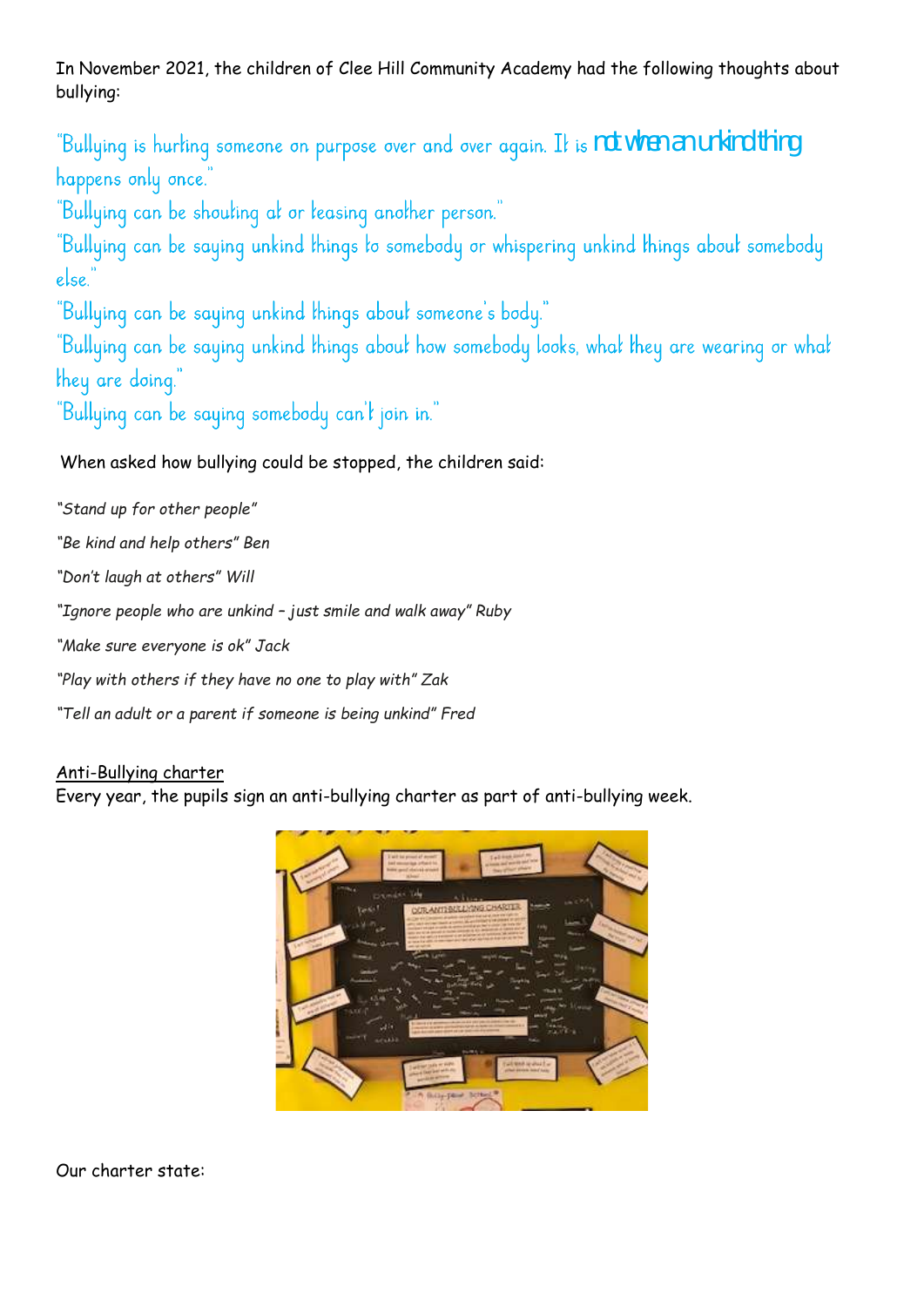In November 2021, the children of Clee Hill Community Academy had the following thoughts about bullying:

"Bullying is hurting someone on purpose over and over again. It is not when an unkind thing happens only once."

"Bullying can be shouting at or teasing another person."

"Bullying can be saying unkind things to somebody or whispering unkind things about somebody else."

"Bullying can be saying unkind things about someone's body."

"Bullying can be saying unkind things about how somebody looks, what they are wearing or what they are doing."

"Bullying can be saying somebody can't join in."

When asked how bullying could be stopped, the children said:

*"Stand up for other people"*

*"Be kind and help others" Ben*

*"Don't laugh at others" Will*

*"Ignore people who are unkind – just smile and walk away" Ruby*

*"Make sure everyone is ok" Jack*

*"Play with others if they have no one to play with" Zak*

*"Tell an adult or a parent if someone is being unkind" Fred*

<u>Anti-Bullying charter</u>

Every year, the pupils sign an anti-bullying charter as part of anti-bullying week.

Our charter state: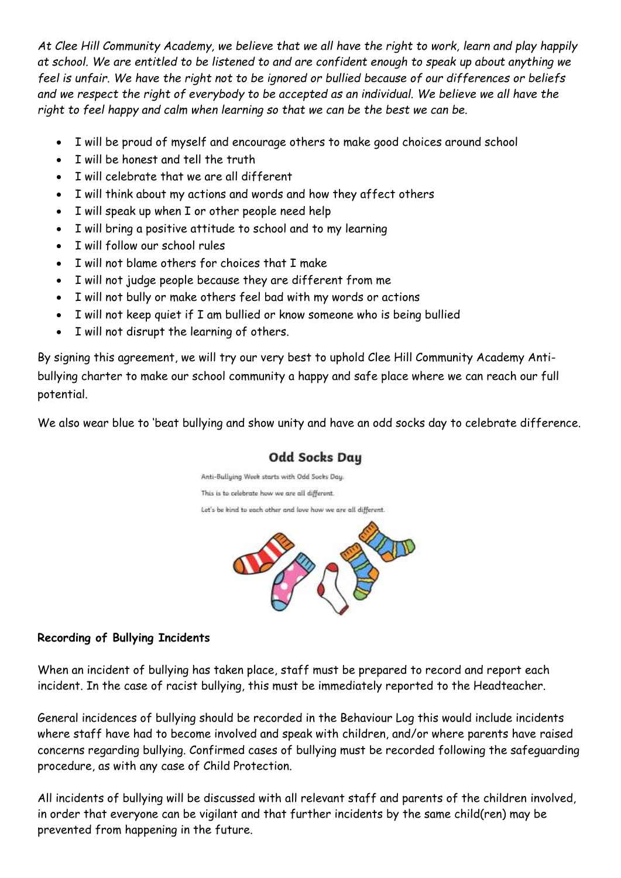*At Clee Hill Community Academy, we believe that we all have the right to work, learn and play happily at school. We are entitled to be listened to and are confident enough to speak up about anything we feel is unfair. We have the right not to be ignored or bullied because of our differences or beliefs and we respect the right of everybody to be accepted as an individual. We believe we all have the right to feel happy and calm when learning so that we can be the best we can be.*

- I will be proud of myself and encourage others to make good choices around school
- I will be honest and tell the truth
- I will celebrate that we are all different
- I will think about my actions and words and how they affect others
- I will speak up when I or other people need help
- I will bring a positive attitude to school and to my learning
- I will follow our school rules
- I will not blame others for choices that I make
- I will not judge people because they are different from me
- I will not bully or make others feel bad with my words or actions
- I will not keep quiet if I am bullied or know someone who is being bullied
- I will not disrupt the learning of others.

By signing this agreement, we will try our very best to uphold Clee Hill Community Academy Anti-bullying charter to make our school community a happy and safe place where we can reach our full potential.

We also wear blue to 'beat bullying and show unity and have an odd socks day to celebrate difference.

**Odd Socks Day**

Anti-Bullying Week starts with Odd Socks Day.

This is to celebrate how we are all different.

Let's be kind to each other and love how we are all different.

**Recording of Bullying Incidents**

When an incident of bullying has taken place, staff must be prepared to record and report each incident. In the case of racist bullying, this must be immediately reported to the Headteacher.

General incidences of bullying should be recorded in the Behaviour Log this would include incidents where staff have had to become involved and speak with children, and/or where parents have raised concerns regarding bullying. Confirmed cases of bullying must be recorded following the safeguarding procedure, as with any case of Child Protection.

All incidents of bullying will be discussed with all relevant staff and parents of the children involved, in order that everyone can be vigilant and that further incidents by the same child(ren) may be prevented from happening in the future.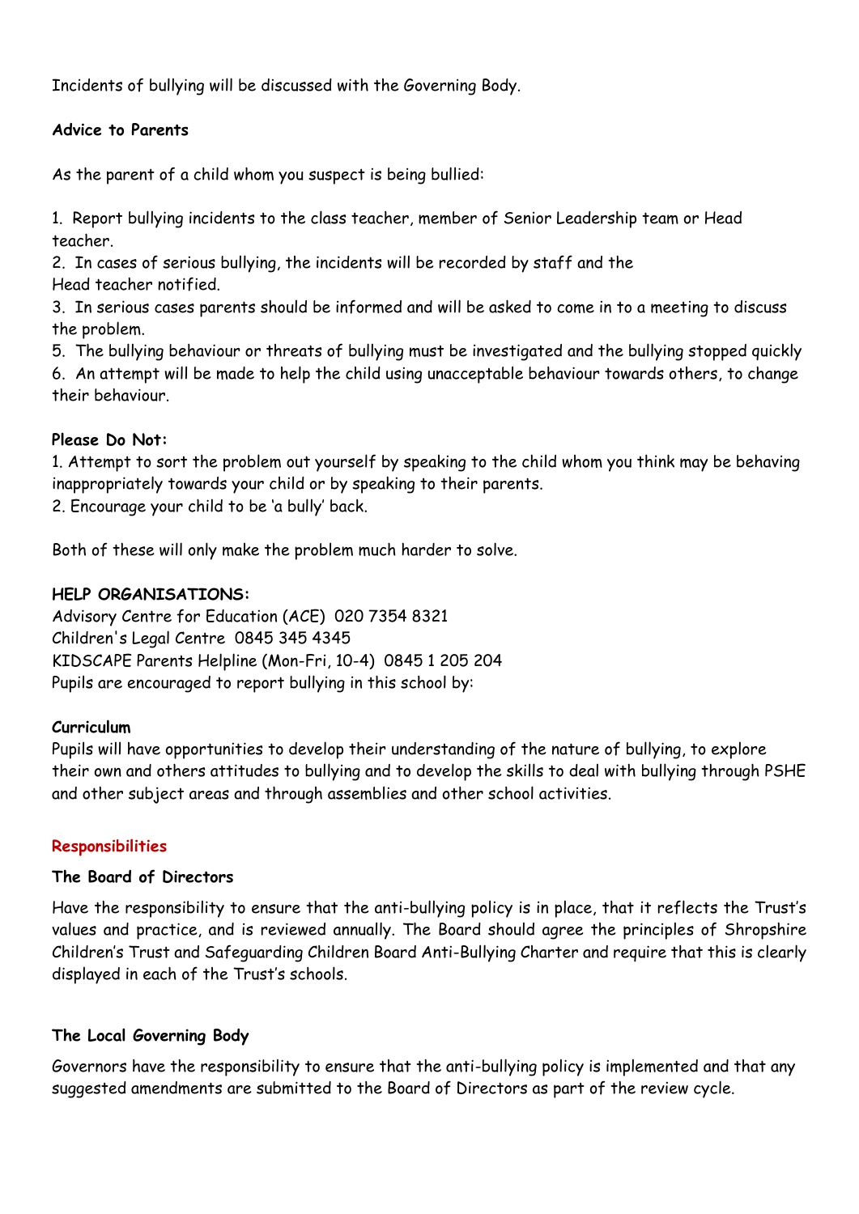Incidents of bullying will be discussed with the Governing Body.

**Advice to Parents**

As the parent of a child whom you suspect is being bullied:

1. Report bullying incidents to the class teacher, member of Senior Leadership team or Head teacher.
2. In cases of serious bullying, the incidents will be recorded by staff and the Head teacher notified.
3. In serious cases parents should be informed and will be asked to come in to a meeting to discuss the problem.
5. The bullying behaviour or threats of bullying must be investigated and the bullying stopped quickly
6. An attempt will be made to help the child using unacceptable behaviour towards others, to change their behaviour.

**Please Do Not:**

1. Attempt to sort the problem out yourself by speaking to the child whom you think may be behaving inappropriately towards your child or by speaking to their parents.
2. Encourage your child to be 'a bully' back.

Both of these will only make the problem much harder to solve.

**HELP ORGANISATIONS:**

Advisory Centre for Education (ACE) 020 7354 8321
Children's Legal Centre 0845 345 4345
KIDSCAPE Parents Helpline (Mon-Fri, 10-4) 0845 1 205 204
Pupils are encouraged to report bullying in this school by:

**Curriculum**

Pupils will have opportunities to develop their understanding of the nature of bullying, to explore their own and others attitudes to bullying and to develop the skills to deal with bullying through PSHE and other subject areas and through assemblies and other school activities.

## Responsibilities

**The Board of Directors**

Have the responsibility to ensure that the anti-bullying policy is in place, that it reflects the Trust's values and practice, and is reviewed annually. The Board should agree the principles of Shropshire Children's Trust and Safeguarding Children Board Anti-Bullying Charter and require that this is clearly displayed in each of the Trust's schools.

**The Local Governing Body**

Governors have the responsibility to ensure that the anti-bullying policy is implemented and that any suggested amendments are submitted to the Board of Directors as part of the review cycle.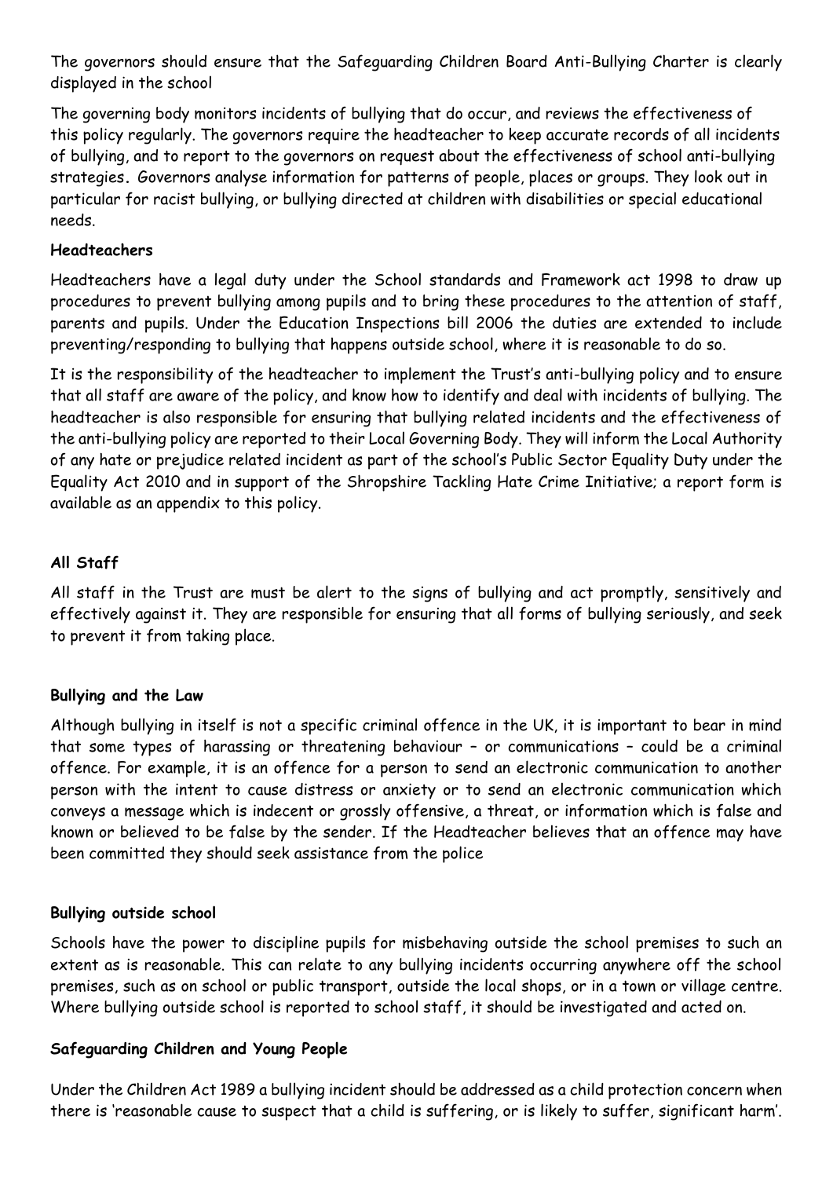The governors should ensure that the Safeguarding Children Board Anti-Bullying Charter is clearly displayed in the school

The governing body monitors incidents of bullying that do occur, and reviews the effectiveness of this policy regularly. The governors require the headteacher to keep accurate records of all incidents of bullying, and to report to the governors on request about the effectiveness of school anti-bullying strategies. Governors analyse information for patterns of people, places or groups. They look out in particular for racist bullying, or bullying directed at children with disabilities or special educational needs.

**Headteachers**

Headteachers have a legal duty under the School standards and Framework act 1998 to draw up procedures to prevent bullying among pupils and to bring these procedures to the attention of staff, parents and pupils. Under the Education Inspections bill 2006 the duties are extended to include preventing/responding to bullying that happens outside school, where it is reasonable to do so.

It is the responsibility of the headteacher to implement the Trust's anti-bullying policy and to ensure that all staff are aware of the policy, and know how to identify and deal with incidents of bullying. The headteacher is also responsible for ensuring that bullying related incidents and the effectiveness of the anti-bullying policy are reported to their Local Governing Body. They will inform the Local Authority of any hate or prejudice related incident as part of the school's Public Sector Equality Duty under the Equality Act 2010 and in support of the Shropshire Tackling Hate Crime Initiative; a report form is available as an appendix to this policy.

**All Staff**

All staff in the Trust are must be alert to the signs of bullying and act promptly, sensitively and effectively against it. They are responsible for ensuring that all forms of bullying seriously, and seek to prevent it from taking place.

**Bullying and the Law**

Although bullying in itself is not a specific criminal offence in the UK, it is important to bear in mind that some types of harassing or threatening behaviour – or communications – could be a criminal offence. For example, it is an offence for a person to send an electronic communication to another person with the intent to cause distress or anxiety or to send an electronic communication which conveys a message which is indecent or grossly offensive, a threat, or information which is false and known or believed to be false by the sender. If the Headteacher believes that an offence may have been committed they should seek assistance from the police

**Bullying outside school**

Schools have the power to discipline pupils for misbehaving outside the school premises to such an extent as is reasonable. This can relate to any bullying incidents occurring anywhere off the school premises, such as on school or public transport, outside the local shops, or in a town or village centre. Where bullying outside school is reported to school staff, it should be investigated and acted on.

**Safeguarding Children and Young People**

Under the Children Act 1989 a bullying incident should be addressed as a child protection concern when there is 'reasonable cause to suspect that a child is suffering, or is likely to suffer, significant harm'.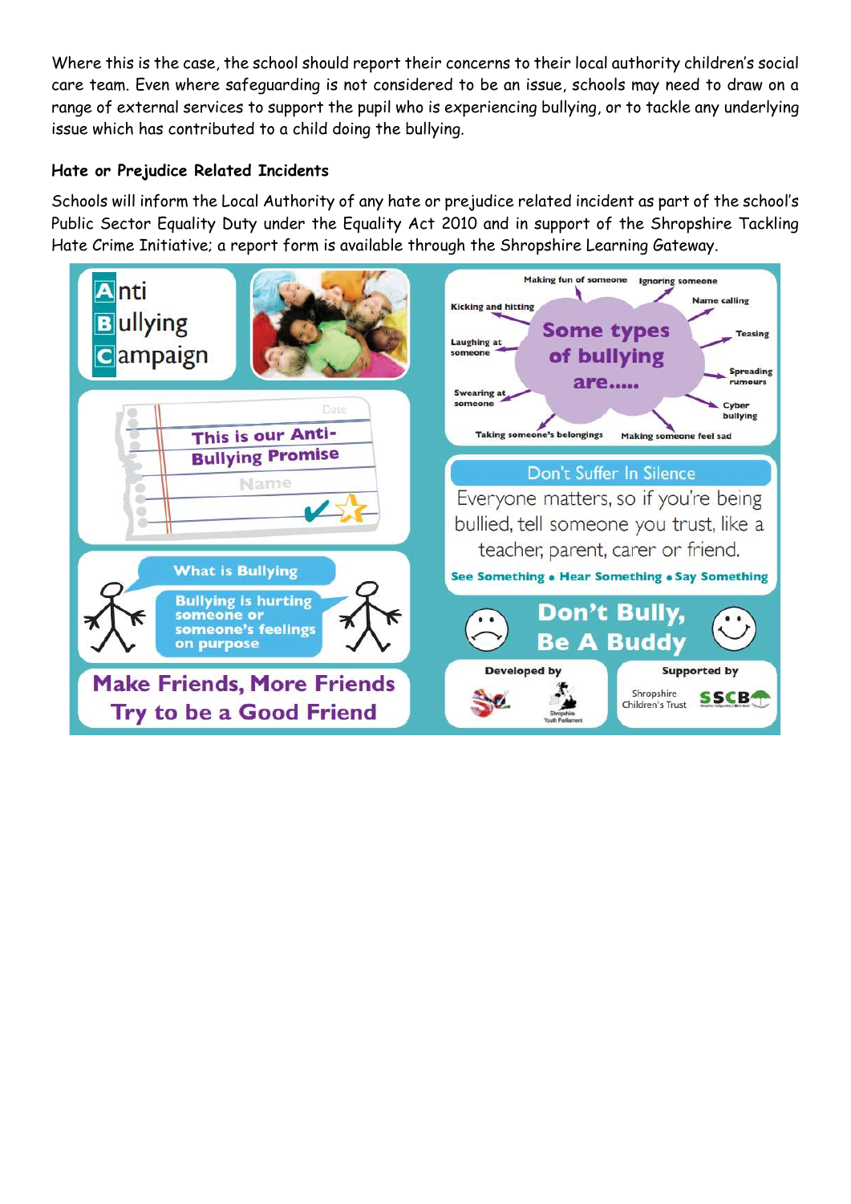Where this is the case, the school should report their concerns to their local authority children's social care team. Even where safeguarding is not considered to be an issue, schools may need to draw on a range of external services to support the pupil who is experiencing bullying, or to tackle any underlying issue which has contributed to a child doing the bullying.

### Hate or Prejudice Related Incidents

Schools will inform the Local Authority of any hate or prejudice related incident as part of the school's Public Sector Equality Duty under the Equality Act 2010 and in support of the Shropshire Tackling Hate Crime Initiative; a report form is available through the Shropshire Learning Gateway.

Anti Bullying Campaign

This is our Anti-Bullying Promise

Date

Name

What is Bullying

Bullying is hurting someone or someone's feelings on purpose

Make Friends, More Friends
Try to be a Good Friend

Some types of bullying are.....

Making fun of someone
Ignoring someone
Name calling
Kicking and hitting
Teasing
Laughing at someone
Spreading rumours
Swearing at someone
Cyber bullying
Taking someone's belongings
Making someone feel sad

Don't Suffer In Silence

Everyone matters, so if you're being bullied, tell someone you trust, like a teacher, parent, carer or friend.

See Something • Hear Something • Say Something

Don't Bully, Be A Buddy

Developed by

Shropshire Youth Parliament

Supported by

Shropshire Children's Trust

SSCB